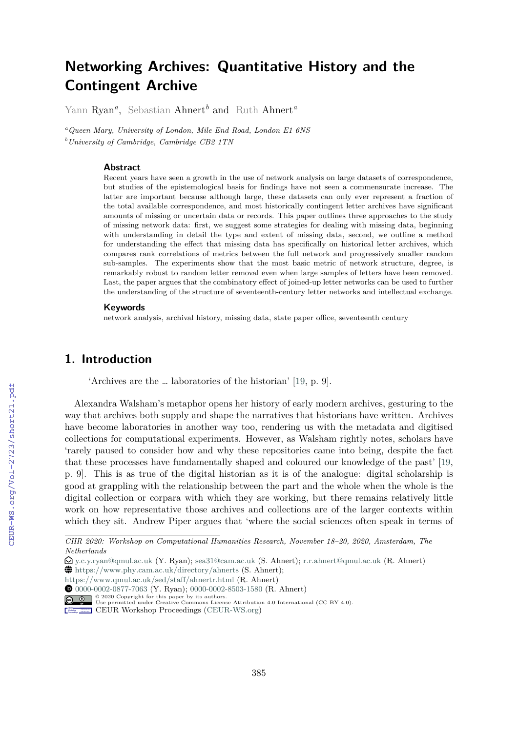# Networking Archives: Quantitative History and the Contingent Archive

Yann Ryan[a], Sebastian Ahnert[b] and Ruth Ahnert[a]

[a] *Queen Mary, University of London, Mile End Road, London E1 6NS*
[b] *University of Cambridge, Cambridge CB2 1TN*

### Abstract

Recent years have seen a growth in the use of network analysis on large datasets of correspondence, but studies of the epistemological basis for findings have not seen a commensurate increase. The latter are important because although large, these datasets can only ever represent a fraction of the total available correspondence, and most historically contingent letter archives have significant amounts of missing or uncertain data or records. This paper outlines three approaches to the study of missing network data: first, we suggest some strategies for dealing with missing data, beginning with understanding in detail the type and extent of missing data, second, we outline a method for understanding the effect that missing data has specifically on historical letter archives, which compares rank correlations of metrics between the full network and progressively smaller random sub-samples. The experiments show that the most basic metric of network structure, degree, is remarkably robust to random letter removal even when large samples of letters have been removed. Last, the paper argues that the combinatory effect of joined-up letter networks can be used to further the understanding of the structure of seventeenth-century letter networks and intellectual exchange.

### Keywords

network analysis, archival history, missing data, state paper office, seventeenth century

## 1. Introduction

'Archives are the … laboratories of the historian' [19, p. 9].

Alexandra Walsham's metaphor opens her history of early modern archives, gesturing to the way that archives both supply and shape the narratives that historians have written. Archives have become laboratories in another way too, rendering us with the metadata and digitised collections for computational experiments. However, as Walsham rightly notes, scholars have 'rarely paused to consider how and why these repositories came into being, despite the fact that these processes have fundamentally shaped and coloured our knowledge of the past' [19, p. 9]. This is as true of the digital historian as it is of the analogue: digital scholarship is good at grappling with the relationship between the part and the whole when the whole is the digital collection or corpara with which they are working, but there remains relatively little work on how representative those archives and collections are of the larger contexts within which they sit. Andrew Piper argues that 'where the social sciences often speak in terms of

---

*CHR 2020: Workshop on Computational Humanities Research, November 18–20, 2020, Amsterdam, The Netherlands*
y.c.y.ryan@qmul.ac.uk (Y. Ryan); sea31@cam.ac.uk (S. Ahnert); r.r.ahnert@qmul.ac.uk (R. Ahnert)
https://www.phy.cam.ac.uk/directory/ahnerts (S. Ahnert);
https://www.qmul.ac.uk/sed/staff/ahnertr.html (R. Ahnert)
0000-0002-0877-7063 (Y. Ryan); 0000-0002-8503-1580 (R. Ahnert)
© 2020 Copyright for this paper by its authors. Use permitted under Creative Commons License Attribution 4.0 International (CC BY 4.0).
CEUR Workshop Proceedings (CEUR-WS.org)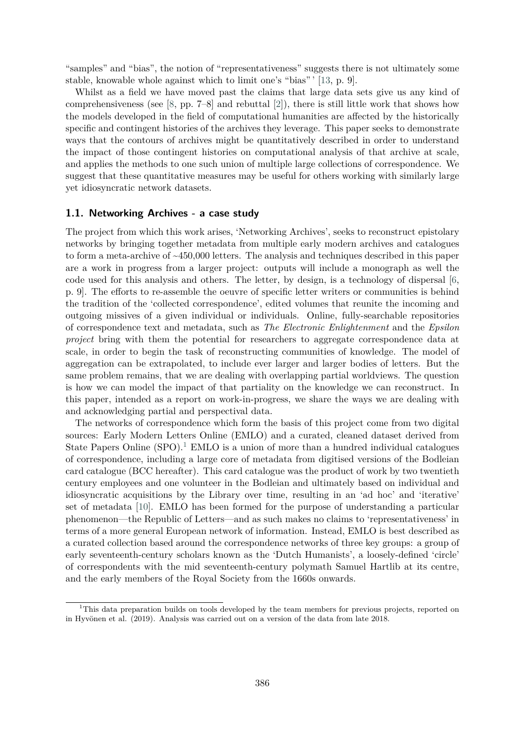"samples" and "bias", the notion of "representativeness" suggests there is not ultimately some stable, knowable whole against which to limit one's "bias" ' [13, p. 9].

Whilst as a field we have moved past the claims that large data sets give us any kind of comprehensiveness (see [8, pp. 7–8] and rebuttal [2]), there is still little work that shows how the models developed in the field of computational humanities are affected by the historically specific and contingent histories of the archives they leverage. This paper seeks to demonstrate ways that the contours of archives might be quantitatively described in order to understand the impact of those contingent histories on computational analysis of that archive at scale, and applies the methods to one such union of multiple large collections of correspondence. We suggest that these quantitative measures may be useful for others working with similarly large yet idiosyncratic network datasets.

### 1.1. Networking Archives - a case study

The project from which this work arises, 'Networking Archives', seeks to reconstruct epistolary networks by bringing together metadata from multiple early modern archives and catalogues to form a meta-archive of ~450,000 letters. The analysis and techniques described in this paper are a work in progress from a larger project: outputs will include a monograph as well the code used for this analysis and others. The letter, by design, is a technology of dispersal [6, p. 9]. The efforts to re-assemble the oeuvre of specific letter writers or communities is behind the tradition of the 'collected correspondence', edited volumes that reunite the incoming and outgoing missives of a given individual or individuals. Online, fully-searchable repositories of correspondence text and metadata, such as *The Electronic Enlightenment* and the *Epsilon project* bring with them the potential for researchers to aggregate correspondence data at scale, in order to begin the task of reconstructing communities of knowledge. The model of aggregation can be extrapolated, to include ever larger and larger bodies of letters. But the same problem remains, that we are dealing with overlapping partial worldviews. The question is how we can model the impact of that partiality on the knowledge we can reconstruct. In this paper, intended as a report on work-in-progress, we share the ways we are dealing with and acknowledging partial and perspectival data.

The networks of correspondence which form the basis of this project come from two digital sources: Early Modern Letters Online (EMLO) and a curated, cleaned dataset derived from State Papers Online (SPO).[1] EMLO is a union of more than a hundred individual catalogues of correspondence, including a large core of metadata from digitised versions of the Bodleian card catalogue (BCC hereafter). This card catalogue was the product of work by two twentieth century employees and one volunteer in the Bodleian and ultimately based on individual and idiosyncratic acquisitions by the Library over time, resulting in an 'ad hoc' and 'iterative' set of metadata [10]. EMLO has been formed for the purpose of understanding a particular phenomenon—the Republic of Letters—and as such makes no claims to 'representativeness' in terms of a more general European network of information. Instead, EMLO is best described as a curated collection based around the correspondence networks of three key groups: a group of early seventeenth-century scholars known as the 'Dutch Humanists', a loosely-defined 'circle' of correspondents with the mid seventeenth-century polymath Samuel Hartlib at its centre, and the early members of the Royal Society from the 1660s onwards.

[1] This data preparation builds on tools developed by the team members for previous projects, reported on in Hyvönen et al. (2019). Analysis was carried out on a version of the data from late 2018.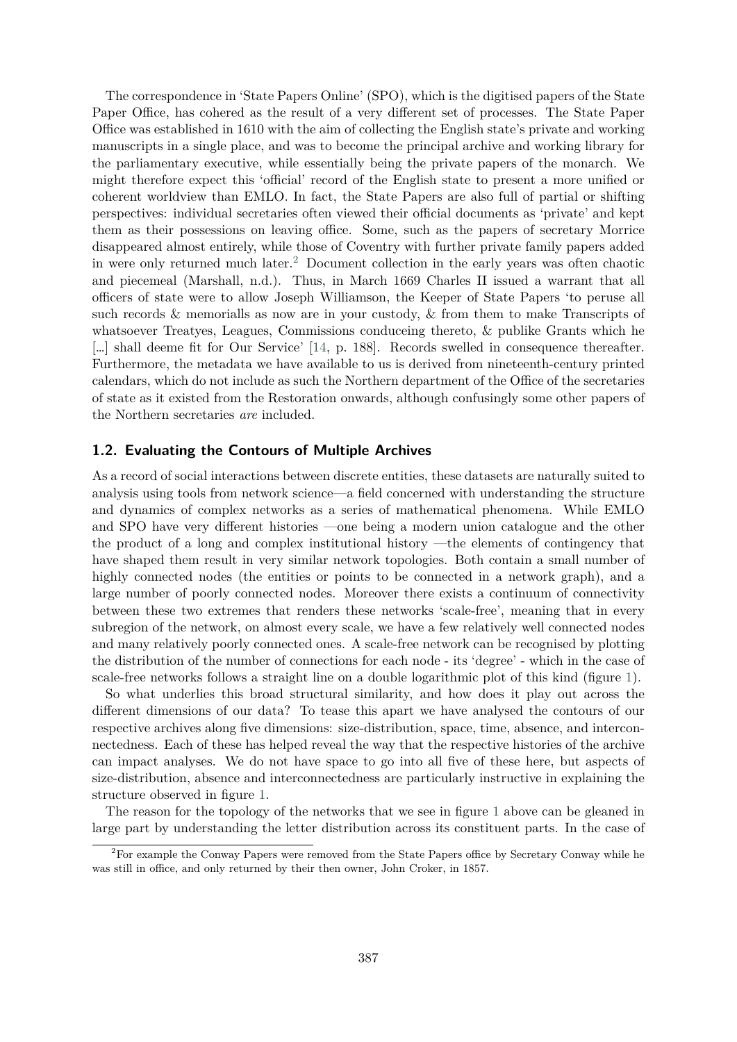The correspondence in 'State Papers Online' (SPO), which is the digitised papers of the State Paper Office, has cohered as the result of a very different set of processes. The State Paper Office was established in 1610 with the aim of collecting the English state's private and working manuscripts in a single place, and was to become the principal archive and working library for the parliamentary executive, while essentially being the private papers of the monarch. We might therefore expect this 'official' record of the English state to present a more unified or coherent worldview than EMLO. In fact, the State Papers are also full of partial or shifting perspectives: individual secretaries often viewed their official documents as 'private' and kept them as their possessions on leaving office. Some, such as the papers of secretary Morrice disappeared almost entirely, while those of Coventry with further private family papers added in were only returned much later.[2] Document collection in the early years was often chaotic and piecemeal (Marshall, n.d.). Thus, in March 1669 Charles II issued a warrant that all officers of state were to allow Joseph Williamson, the Keeper of State Papers 'to peruse all such records & memorialls as now are in your custody, & from them to make Transcripts of whatsoever Treatyes, Leagues, Commissions conduceing thereto, & publike Grants which he [...] shall deeme fit for Our Service' [14, p. 188]. Records swelled in consequence thereafter. Furthermore, the metadata we have available to us is derived from nineteenth-century printed calendars, which do not include as such the Northern department of the Office of the secretaries of state as it existed from the Restoration onwards, although confusingly some other papers of the Northern secretaries *are* included.

### 1.2. Evaluating the Contours of Multiple Archives

As a record of social interactions between discrete entities, these datasets are naturally suited to analysis using tools from network science—a field concerned with understanding the structure and dynamics of complex networks as a series of mathematical phenomena. While EMLO and SPO have very different histories —one being a modern union catalogue and the other the product of a long and complex institutional history —the elements of contingency that have shaped them result in very similar network topologies. Both contain a small number of highly connected nodes (the entities or points to be connected in a network graph), and a large number of poorly connected nodes. Moreover there exists a continuum of connectivity between these two extremes that renders these networks 'scale-free', meaning that in every subregion of the network, on almost every scale, we have a few relatively well connected nodes and many relatively poorly connected ones. A scale-free network can be recognised by plotting the distribution of the number of connections for each node - its 'degree' - which in the case of scale-free networks follows a straight line on a double logarithmic plot of this kind (figure 1).

So what underlies this broad structural similarity, and how does it play out across the different dimensions of our data? To tease this apart we have analysed the contours of our respective archives along five dimensions: size-distribution, space, time, absence, and interconnectedness. Each of these has helped reveal the way that the respective histories of the archive can impact analyses. We do not have space to go into all five of these here, but aspects of size-distribution, absence and interconnectedness are particularly instructive in explaining the structure observed in figure 1.

The reason for the topology of the networks that we see in figure 1 above can be gleaned in large part by understanding the letter distribution across its constituent parts. In the case of

[2] For example the Conway Papers were removed from the State Papers office by Secretary Conway while he was still in office, and only returned by their then owner, John Croker, in 1857.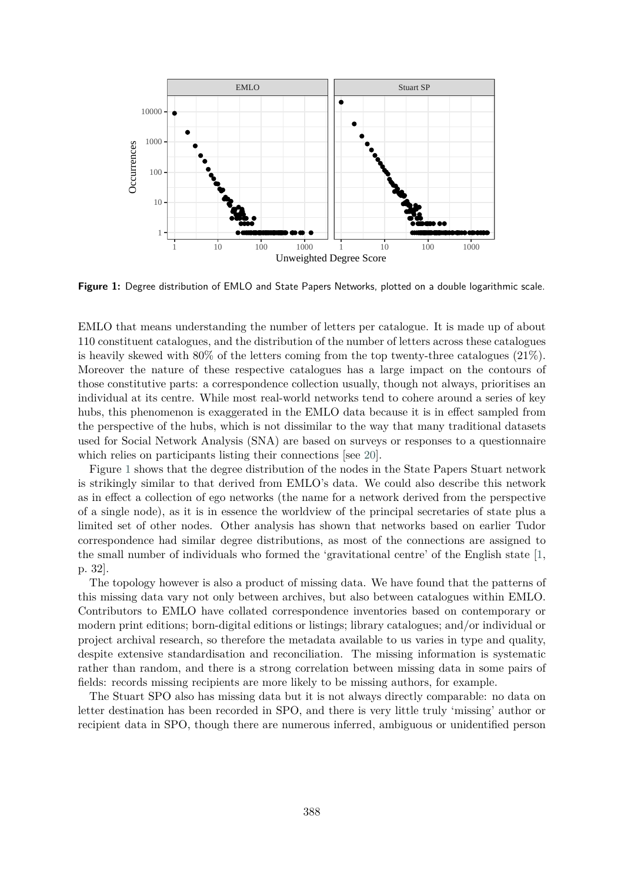**Figure 1:** Degree distribution of EMLO and State Papers Networks, plotted on a double logarithmic scale.

EMLO that means understanding the number of letters per catalogue. It is made up of about 110 constituent catalogues, and the distribution of the number of letters across these catalogues is heavily skewed with 80% of the letters coming from the top twenty-three catalogues (21%). Moreover the nature of these respective catalogues has a large impact on the contours of those constitutive parts: a correspondence collection usually, though not always, prioritises an individual at its centre. While most real-world networks tend to cohere around a series of key hubs, this phenomenon is exaggerated in the EMLO data because it is in effect sampled from the perspective of the hubs, which is not dissimilar to the way that many traditional datasets used for Social Network Analysis (SNA) are based on surveys or responses to a questionnaire which relies on participants listing their connections [see 20].

Figure 1 shows that the degree distribution of the nodes in the State Papers Stuart network is strikingly similar to that derived from EMLO's data. We could also describe this network as in effect a collection of ego networks (the name for a network derived from the perspective of a single node), as it is in essence the worldview of the principal secretaries of state plus a limited set of other nodes. Other analysis has shown that networks based on earlier Tudor correspondence had similar degree distributions, as most of the connections are assigned to the small number of individuals who formed the 'gravitational centre' of the English state [1, p. 32].

The topology however is also a product of missing data. We have found that the patterns of this missing data vary not only between archives, but also between catalogues within EMLO. Contributors to EMLO have collated correspondence inventories based on contemporary or modern print editions; born-digital editions or listings; library catalogues; and/or individual or project archival research, so therefore the metadata available to us varies in type and quality, despite extensive standardisation and reconciliation. The missing information is systematic rather than random, and there is a strong correlation between missing data in some pairs of fields: records missing recipients are more likely to be missing authors, for example.

The Stuart SPO also has missing data but it is not always directly comparable: no data on letter destination has been recorded in SPO, and there is very little truly 'missing' author or recipient data in SPO, though there are numerous inferred, ambiguous or unidentified person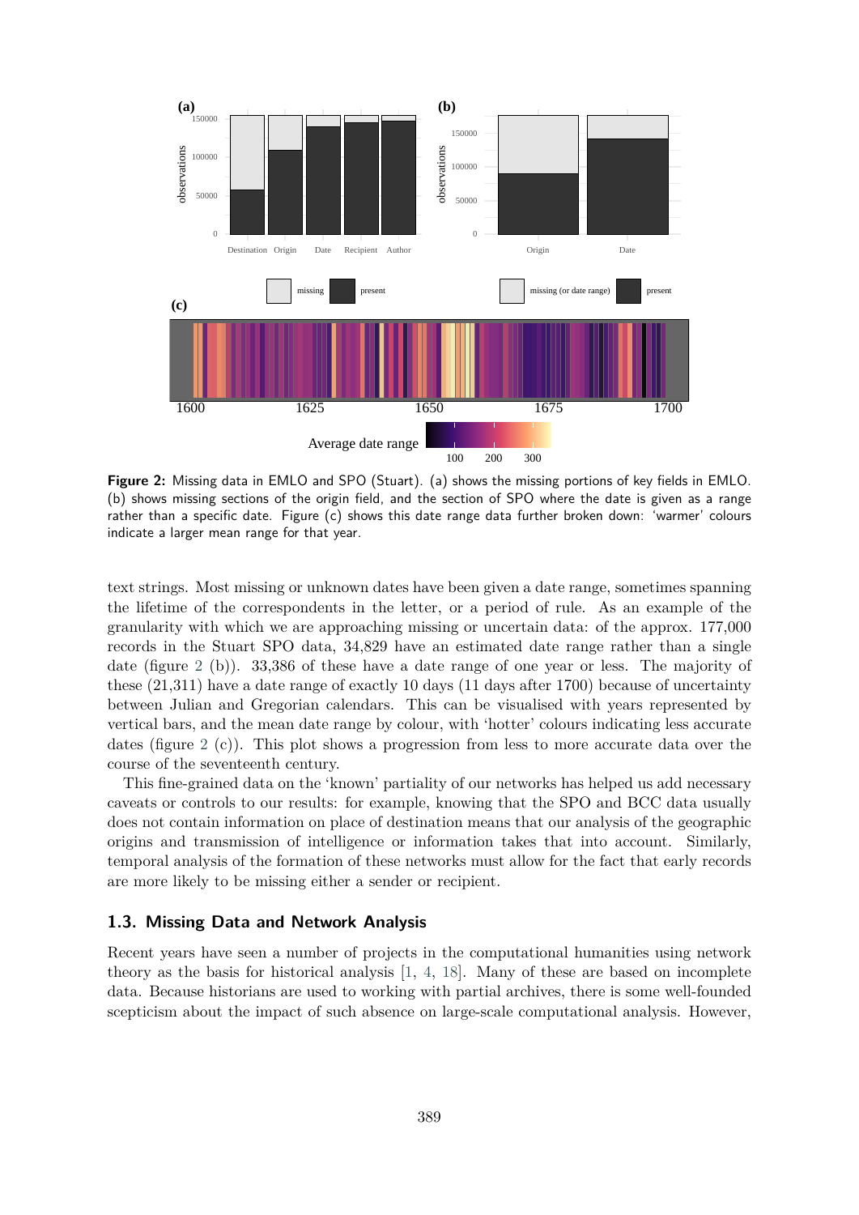**Figure 2:** Missing data in EMLO and SPO (Stuart). (a) shows the missing portions of key fields in EMLO. (b) shows missing sections of the origin field, and the section of SPO where the date is given as a range rather than a specific date. Figure (c) shows this date range data further broken down: 'warmer' colours indicate a larger mean range for that year.

text strings. Most missing or unknown dates have been given a date range, sometimes spanning the lifetime of the correspondents in the letter, or a period of rule. As an example of the granularity with which we are approaching missing or uncertain data: of the approx. 177,000 records in the Stuart SPO data, 34,829 have an estimated date range rather than a single date (figure 2 (b)). 33,386 of these have a date range of one year or less. The majority of these (21,311) have a date range of exactly 10 days (11 days after 1700) because of uncertainty between Julian and Gregorian calendars. This can be visualised with years represented by vertical bars, and the mean date range by colour, with 'hotter' colours indicating less accurate dates (figure 2 (c)). This plot shows a progression from less to more accurate data over the course of the seventeenth century.

This fine-grained data on the 'known' partiality of our networks has helped us add necessary caveats or controls to our results: for example, knowing that the SPO and BCC data usually does not contain information on place of destination means that our analysis of the geographic origins and transmission of intelligence or information takes that into account. Similarly, temporal analysis of the formation of these networks must allow for the fact that early records are more likely to be missing either a sender or recipient.

## 1.3. Missing Data and Network Analysis

Recent years have seen a number of projects in the computational humanities using network theory as the basis for historical analysis [1, 4, 18]. Many of these are based on incomplete data. Because historians are used to working with partial archives, there is some well-founded scepticism about the impact of such absence on large-scale computational analysis. However,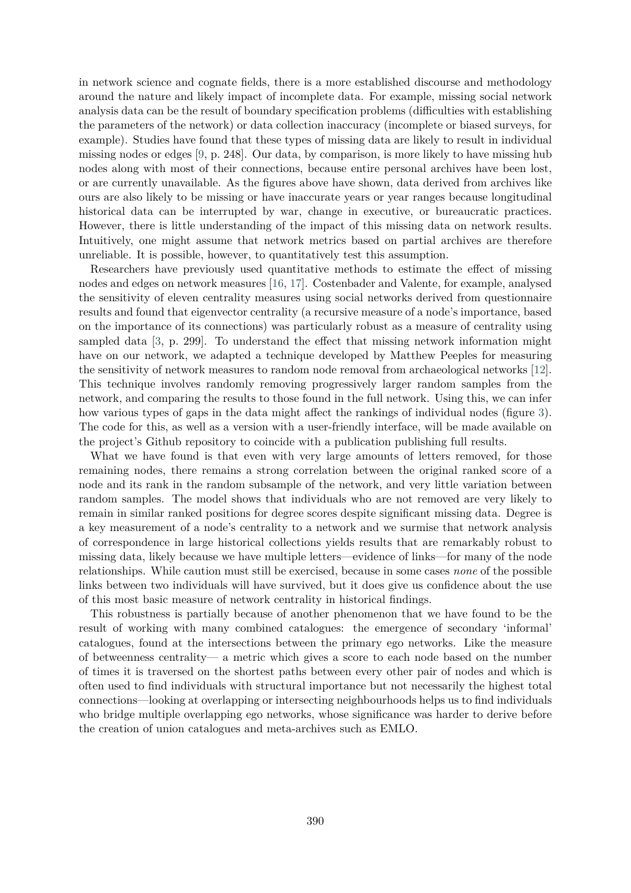in network science and cognate fields, there is a more established discourse and methodology around the nature and likely impact of incomplete data. For example, missing social network analysis data can be the result of boundary specification problems (difficulties with establishing the parameters of the network) or data collection inaccuracy (incomplete or biased surveys, for example). Studies have found that these types of missing data are likely to result in individual missing nodes or edges [9, p. 248]. Our data, by comparison, is more likely to have missing hub nodes along with most of their connections, because entire personal archives have been lost, or are currently unavailable. As the figures above have shown, data derived from archives like ours are also likely to be missing or have inaccurate years or year ranges because longitudinal historical data can be interrupted by war, change in executive, or bureaucratic practices. However, there is little understanding of the impact of this missing data on network results. Intuitively, one might assume that network metrics based on partial archives are therefore unreliable. It is possible, however, to quantitatively test this assumption.

Researchers have previously used quantitative methods to estimate the effect of missing nodes and edges on network measures [16, 17]. Costenbader and Valente, for example, analysed the sensitivity of eleven centrality measures using social networks derived from questionnaire results and found that eigenvector centrality (a recursive measure of a node's importance, based on the importance of its connections) was particularly robust as a measure of centrality using sampled data [3, p. 299]. To understand the effect that missing network information might have on our network, we adapted a technique developed by Matthew Peeples for measuring the sensitivity of network measures to random node removal from archaeological networks [12]. This technique involves randomly removing progressively larger random samples from the network, and comparing the results to those found in the full network. Using this, we can infer how various types of gaps in the data might affect the rankings of individual nodes (figure 3). The code for this, as well as a version with a user-friendly interface, will be made available on the project's Github repository to coincide with a publication publishing full results.

What we have found is that even with very large amounts of letters removed, for those remaining nodes, there remains a strong correlation between the original ranked score of a node and its rank in the random subsample of the network, and very little variation between random samples. The model shows that individuals who are not removed are very likely to remain in similar ranked positions for degree scores despite significant missing data. Degree is a key measurement of a node's centrality to a network and we surmise that network analysis of correspondence in large historical collections yields results that are remarkably robust to missing data, likely because we have multiple letters—evidence of links—for many of the node relationships. While caution must still be exercised, because in some cases *none* of the possible links between two individuals will have survived, but it does give us confidence about the use of this most basic measure of network centrality in historical findings.

This robustness is partially because of another phenomenon that we have found to be the result of working with many combined catalogues: the emergence of secondary 'informal' catalogues, found at the intersections between the primary ego networks. Like the measure of betweenness centrality— a metric which gives a score to each node based on the number of times it is traversed on the shortest paths between every other pair of nodes and which is often used to find individuals with structural importance but not necessarily the highest total connections—looking at overlapping or intersecting neighbourhoods helps us to find individuals who bridge multiple overlapping ego networks, whose significance was harder to derive before the creation of union catalogues and meta-archives such as EMLO.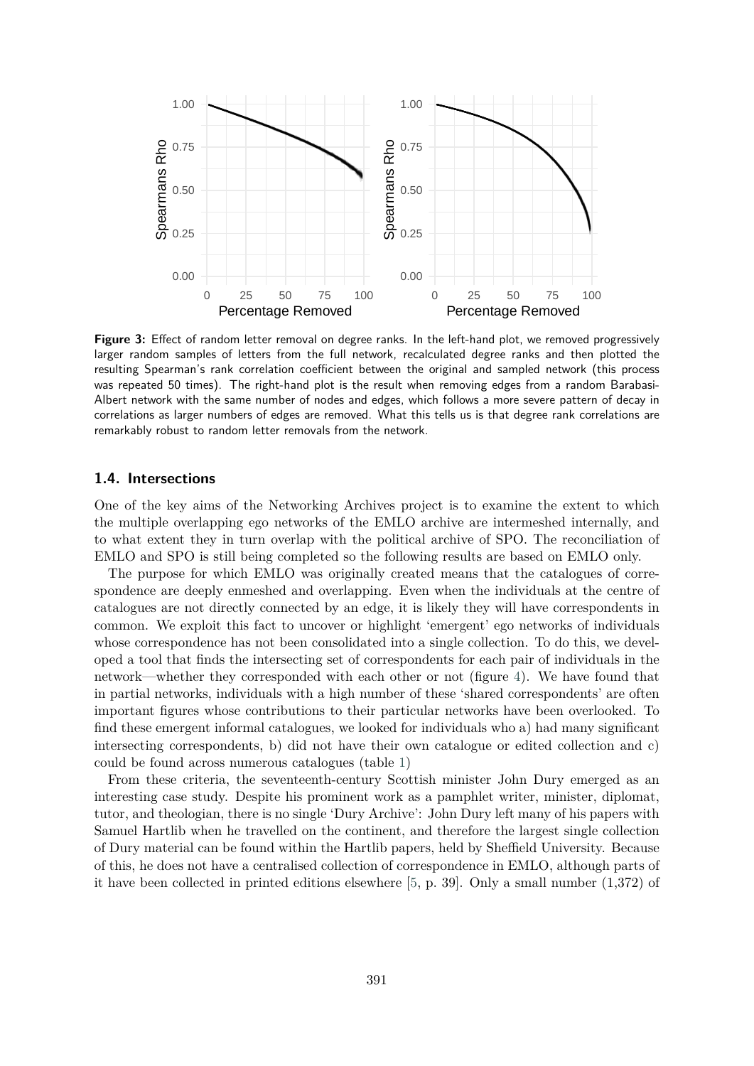**Figure 3:** Effect of random letter removal on degree ranks. In the left-hand plot, we removed progressively larger random samples of letters from the full network, recalculated degree ranks and then plotted the resulting Spearman's rank correlation coefficient between the original and sampled network (this process was repeated 50 times). The right-hand plot is the result when removing edges from a random Barabasi-Albert network with the same number of nodes and edges, which follows a more severe pattern of decay in correlations as larger numbers of edges are removed. What this tells us is that degree rank correlations are remarkably robust to random letter removals from the network.

### 1.4. Intersections

One of the key aims of the Networking Archives project is to examine the extent to which the multiple overlapping ego networks of the EMLO archive are intermeshed internally, and to what extent they in turn overlap with the political archive of SPO. The reconciliation of EMLO and SPO is still being completed so the following results are based on EMLO only.

The purpose for which EMLO was originally created means that the catalogues of correspondence are deeply enmeshed and overlapping. Even when the individuals at the centre of catalogues are not directly connected by an edge, it is likely they will have correspondents in common. We exploit this fact to uncover or highlight 'emergent' ego networks of individuals whose correspondence has not been consolidated into a single collection. To do this, we developed a tool that finds the intersecting set of correspondents for each pair of individuals in the network—whether they corresponded with each other or not (figure 4). We have found that in partial networks, individuals with a high number of these 'shared correspondents' are often important figures whose contributions to their particular networks have been overlooked. To find these emergent informal catalogues, we looked for individuals who a) had many significant intersecting correspondents, b) did not have their own catalogue or edited collection and c) could be found across numerous catalogues (table 1)

From these criteria, the seventeenth-century Scottish minister John Dury emerged as an interesting case study. Despite his prominent work as a pamphlet writer, minister, diplomat, tutor, and theologian, there is no single 'Dury Archive': John Dury left many of his papers with Samuel Hartlib when he travelled on the continent, and therefore the largest single collection of Dury material can be found within the Hartlib papers, held by Sheffield University. Because of this, he does not have a centralised collection of correspondence in EMLO, although parts of it have been collected in printed editions elsewhere [5, p. 39]. Only a small number (1,372) of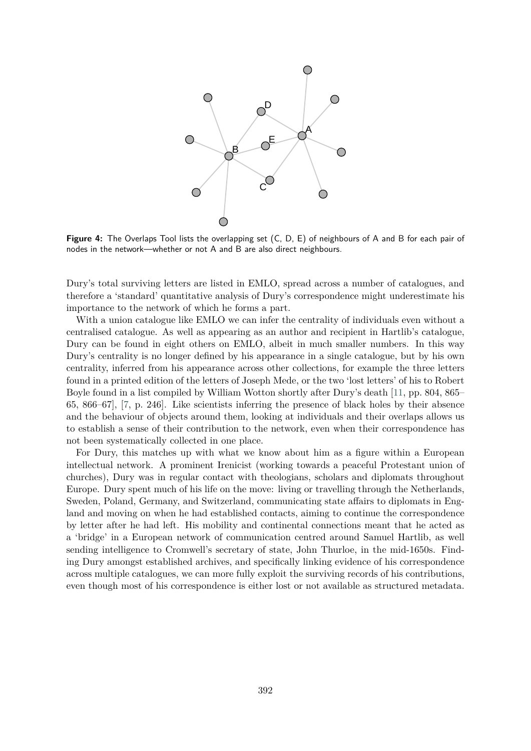**Figure 4:** The Overlaps Tool lists the overlapping set (C, D, E) of neighbours of A and B for each pair of nodes in the network—whether or not A and B are also direct neighbours.

Dury's total surviving letters are listed in EMLO, spread across a number of catalogues, and therefore a 'standard' quantitative analysis of Dury's correspondence might underestimate his importance to the network of which he forms a part.

With a union catalogue like EMLO we can infer the centrality of individuals even without a centralised catalogue. As well as appearing as an author and recipient in Hartlib's catalogue, Dury can be found in eight others on EMLO, albeit in much smaller numbers. In this way Dury's centrality is no longer defined by his appearance in a single catalogue, but by his own centrality, inferred from his appearance across other collections, for example the three letters found in a printed edition of the letters of Joseph Mede, or the two 'lost letters' of his to Robert Boyle found in a list compiled by William Wotton shortly after Dury's death [11, pp. 804, 865–65, 866–67], [7, p. 246]. Like scientists inferring the presence of black holes by their absence and the behaviour of objects around them, looking at individuals and their overlaps allows us to establish a sense of their contribution to the network, even when their correspondence has not been systematically collected in one place.

For Dury, this matches up with what we know about him as a figure within a European intellectual network. A prominent Irenicist (working towards a peaceful Protestant union of churches), Dury was in regular contact with theologians, scholars and diplomats throughout Europe. Dury spent much of his life on the move: living or travelling through the Netherlands, Sweden, Poland, Germany, and Switzerland, communicating state affairs to diplomats in England and moving on when he had established contacts, aiming to continue the correspondence by letter after he had left. His mobility and continental connections meant that he acted as a 'bridge' in a European network of communication centred around Samuel Hartlib, as well sending intelligence to Cromwell's secretary of state, John Thurloe, in the mid-1650s. Finding Dury amongst established archives, and specifically linking evidence of his correspondence across multiple catalogues, we can more fully exploit the surviving records of his contributions, even though most of his correspondence is either lost or not available as structured metadata.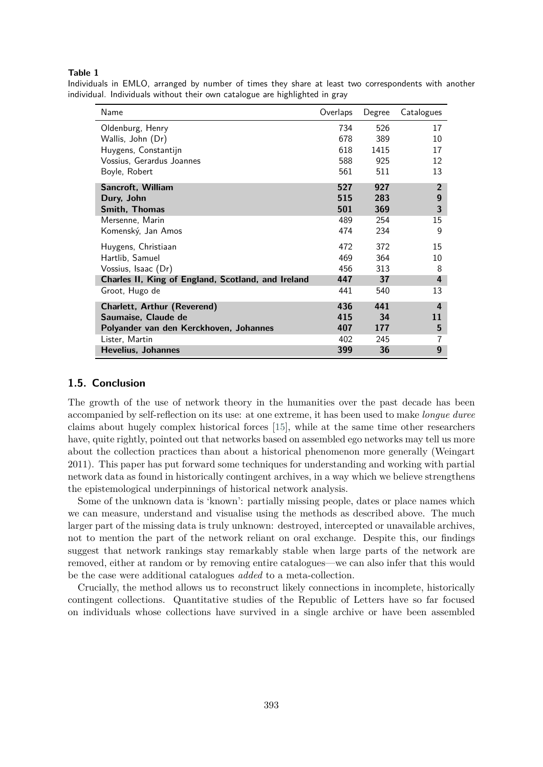**Table 1**

Individuals in EMLO, arranged by number of times they share at least two correspondents with another individual. Individuals without their own catalogue are highlighted in gray

| Name | Overlaps | Degree | Catalogues |
|---|---|---|---|
| Oldenburg, Henry | 734 | 526 | 17 |
| Wallis, John (Dr) | 678 | 389 | 10 |
| Huygens, Constantijn | 618 | 1415 | 17 |
| Vossius, Gerardus Joannes | 588 | 925 | 12 |
| Boyle, Robert | 561 | 511 | 13 |
| **Sancroft, William** | **527** | **927** | **2** |
| **Dury, John** | **515** | **283** | **9** |
| **Smith, Thomas** | **501** | **369** | **3** |
| Mersenne, Marin | 489 | 254 | 15 |
| Komenský, Jan Amos | 474 | 234 | 9 |
| Huygens, Christiaan | 472 | 372 | 15 |
| Hartlib, Samuel | 469 | 364 | 10 |
| Vossius, Isaac (Dr) | 456 | 313 | 8 |
| **Charles II, King of England, Scotland, and Ireland** | **447** | **37** | **4** |
| Groot, Hugo de | 441 | 540 | 13 |
| **Charlett, Arthur (Reverend)** | **436** | **441** | **4** |
| **Saumaise, Claude de** | **415** | **34** | **11** |
| **Polyander van den Kerckhoven, Johannes** | **407** | **177** | **5** |
| Lister, Martin | 402 | 245 | 7 |
| **Hevelius, Johannes** | **399** | **36** | **9** |

### 1.5. Conclusion

The growth of the use of network theory in the humanities over the past decade has been accompanied by self-reflection on its use: at one extreme, it has been used to make *longue duree* claims about hugely complex historical forces [15], while at the same time other researchers have, quite rightly, pointed out that networks based on assembled ego networks may tell us more about the collection practices than about a historical phenomenon more generally (Weingart 2011). This paper has put forward some techniques for understanding and working with partial network data as found in historically contingent archives, in a way which we believe strengthens the epistemological underpinnings of historical network analysis.

Some of the unknown data is 'known': partially missing people, dates or place names which we can measure, understand and visualise using the methods as described above. The much larger part of the missing data is truly unknown: destroyed, intercepted or unavailable archives, not to mention the part of the network reliant on oral exchange. Despite this, our findings suggest that network rankings stay remarkably stable when large parts of the network are removed, either at random or by removing entire catalogues—we can also infer that this would be the case were additional catalogues *added* to a meta-collection.

Crucially, the method allows us to reconstruct likely connections in incomplete, historically contingent collections. Quantitative studies of the Republic of Letters have so far focused on individuals whose collections have survived in a single archive or have been assembled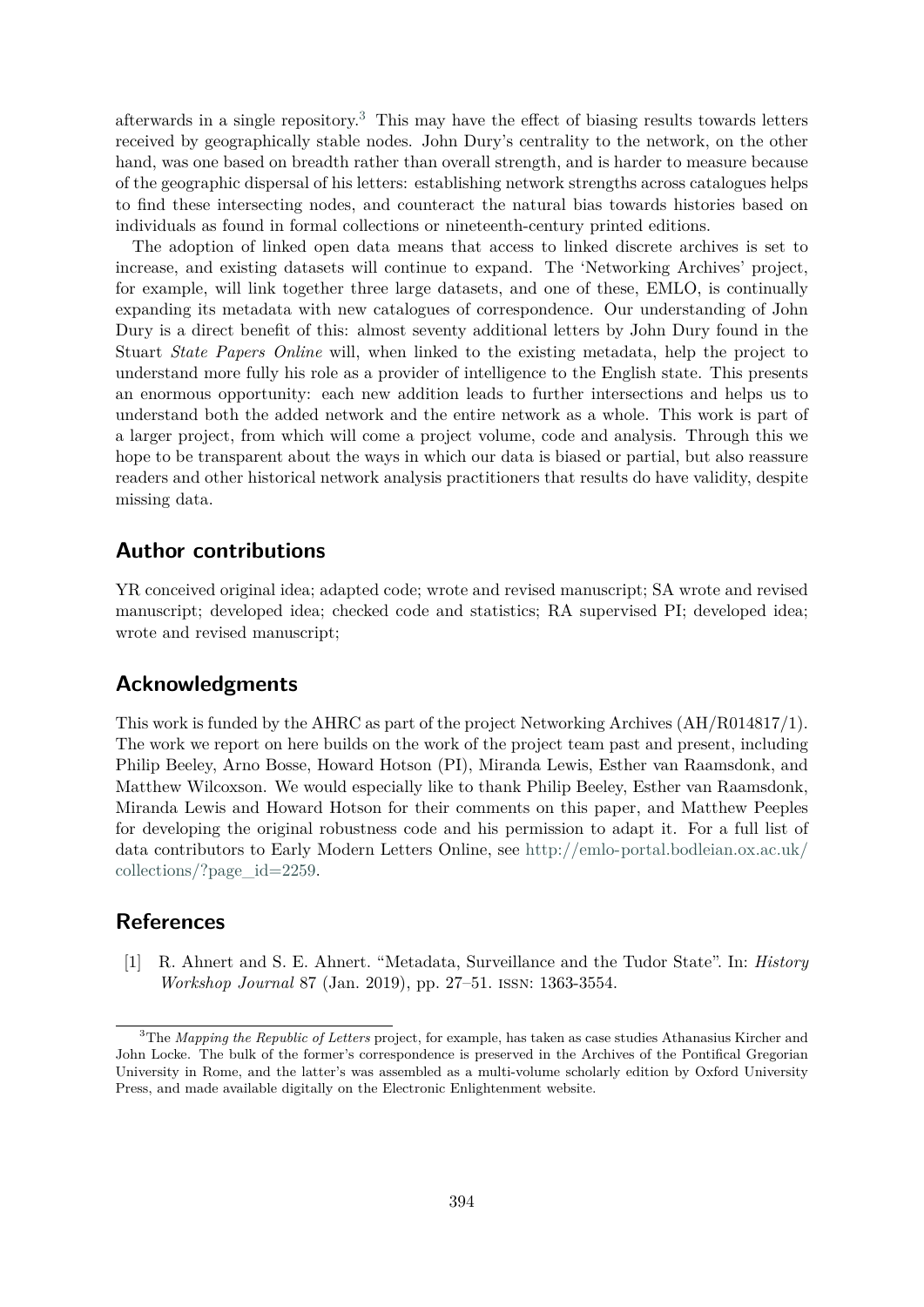afterwards in a single repository.[3] This may have the effect of biasing results towards letters received by geographically stable nodes. John Dury's centrality to the network, on the other hand, was one based on breadth rather than overall strength, and is harder to measure because of the geographic dispersal of his letters: establishing network strengths across catalogues helps to find these intersecting nodes, and counteract the natural bias towards histories based on individuals as found in formal collections or nineteenth-century printed editions.

The adoption of linked open data means that access to linked discrete archives is set to increase, and existing datasets will continue to expand. The 'Networking Archives' project, for example, will link together three large datasets, and one of these, EMLO, is continually expanding its metadata with new catalogues of correspondence. Our understanding of John Dury is a direct benefit of this: almost seventy additional letters by John Dury found in the Stuart *State Papers Online* will, when linked to the existing metadata, help the project to understand more fully his role as a provider of intelligence to the English state. This presents an enormous opportunity: each new addition leads to further intersections and helps us to understand both the added network and the entire network as a whole. This work is part of a larger project, from which will come a project volume, code and analysis. Through this we hope to be transparent about the ways in which our data is biased or partial, but also reassure readers and other historical network analysis practitioners that results do have validity, despite missing data.

## Author contributions

YR conceived original idea; adapted code; wrote and revised manuscript; SA wrote and revised manuscript; developed idea; checked code and statistics; RA supervised PI; developed idea; wrote and revised manuscript;

## Acknowledgments

This work is funded by the AHRC as part of the project Networking Archives (AH/R014817/1). The work we report on here builds on the work of the project team past and present, including Philip Beeley, Arno Bosse, Howard Hotson (PI), Miranda Lewis, Esther van Raamsdonk, and Matthew Wilcoxson. We would especially like to thank Philip Beeley, Esther van Raamsdonk, Miranda Lewis and Howard Hotson for their comments on this paper, and Matthew Peeples for developing the original robustness code and his permission to adapt it. For a full list of data contributors to Early Modern Letters Online, see http://emlo-portal.bodleian.ox.ac.uk/collections/?page_id=2259.

## References

[1] R. Ahnert and S. E. Ahnert. "Metadata, Surveillance and the Tudor State". In: *History Workshop Journal* 87 (Jan. 2019), pp. 27–51. ISSN: 1363-3554.

[3] The *Mapping the Republic of Letters* project, for example, has taken as case studies Athanasius Kircher and John Locke. The bulk of the former's correspondence is preserved in the Archives of the Pontifical Gregorian University in Rome, and the latter's was assembled as a multi-volume scholarly edition by Oxford University Press, and made available digitally on the Electronic Enlightenment website.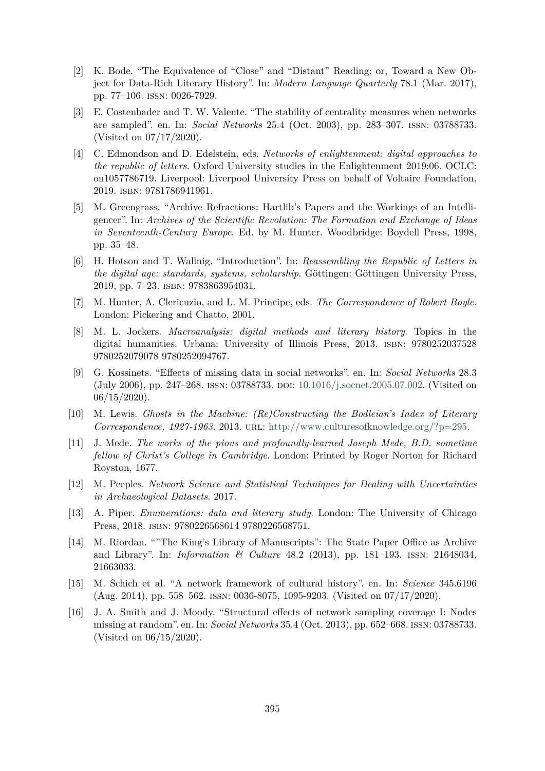[2] K. Bode. "The Equivalence of "Close" and "Distant" Reading; or, Toward a New Object for Data-Rich Literary History". In: *Modern Language Quarterly* 78.1 (Mar. 2017), pp. 77–106. ISSN: 0026-7929.

[3] E. Costenbader and T. W. Valente. "The stability of centrality measures when networks are sampled". en. In: *Social Networks* 25.4 (Oct. 2003), pp. 283–307. ISSN: 03788733. (Visited on 07/17/2020).

[4] C. Edmondson and D. Edelstein, eds. *Networks of enlightenment: digital approaches to the republic of letters*. Oxford University studies in the Enlightenment 2019:06. OCLC: on1057786719. Liverpool: Liverpool University Press on behalf of Voltaire Foundation, 2019. ISBN: 9781786941961.

[5] M. Greengrass. "Archive Refractions: Hartlib's Papers and the Workings of an Intelligencer". In: *Archives of the Scientific Revolution: The Formation and Exchange of Ideas in Seventeenth-Century Europe*. Ed. by M. Hunter. Woodbridge: Boydell Press, 1998, pp. 35–48.

[6] H. Hotson and T. Wallnig. "Introduction". In: *Reassembling the Republic of Letters in the digital age: standards, systems, scholarship*. Göttingen: Göttingen University Press, 2019, pp. 7–23. ISBN: 9783863954031.

[7] M. Hunter, A. Clericuzio, and L. M. Principe, eds. *The Correspondence of Robert Boyle*. London: Pickering and Chatto, 2001.

[8] M. L. Jockers. *Macroanalysis: digital methods and literary history*. Topics in the digital humanities. Urbana: University of Illinois Press, 2013. ISBN: 9780252037528 9780252079078 9780252094767.

[9] G. Kossinets. "Effects of missing data in social networks". en. In: *Social Networks* 28.3 (July 2006), pp. 247–268. ISSN: 03788733. DOI: 10.1016/j.socnet.2005.07.002. (Visited on 06/15/2020).

[10] M. Lewis. *Ghosts in the Machine: (Re)Constructing the Bodleian's Index of Literary Correspondence, 1927-1963*. 2013. URL: http://www.culturesofknowledge.org/?p=295.

[11] J. Mede. *The works of the pious and profoundly-learned Joseph Mede, B.D. sometime fellow of Christ's College in Cambridge*. London: Printed by Roger Norton for Richard Royston, 1677.

[12] M. Peeples. *Network Science and Statistical Techniques for Dealing with Uncertainties in Archaeological Datasets*. 2017.

[13] A. Piper. *Enumerations: data and literary study*. London: The University of Chicago Press, 2018. ISBN: 9780226568614 9780226568751.

[14] M. Riordan. ""The King's Library of Manuscripts": The State Paper Office as Archive and Library". In: *Information & Culture* 48.2 (2013), pp. 181–193. ISSN: 21648034, 21663033.

[15] M. Schich et al. "A network framework of cultural history". en. In: *Science* 345.6196 (Aug. 2014), pp. 558–562. ISSN: 0036-8075, 1095-9203. (Visited on 07/17/2020).

[16] J. A. Smith and J. Moody. "Structural effects of network sampling coverage I: Nodes missing at random". en. In: *Social Networks* 35.4 (Oct. 2013), pp. 652–668. ISSN: 03788733. (Visited on 06/15/2020).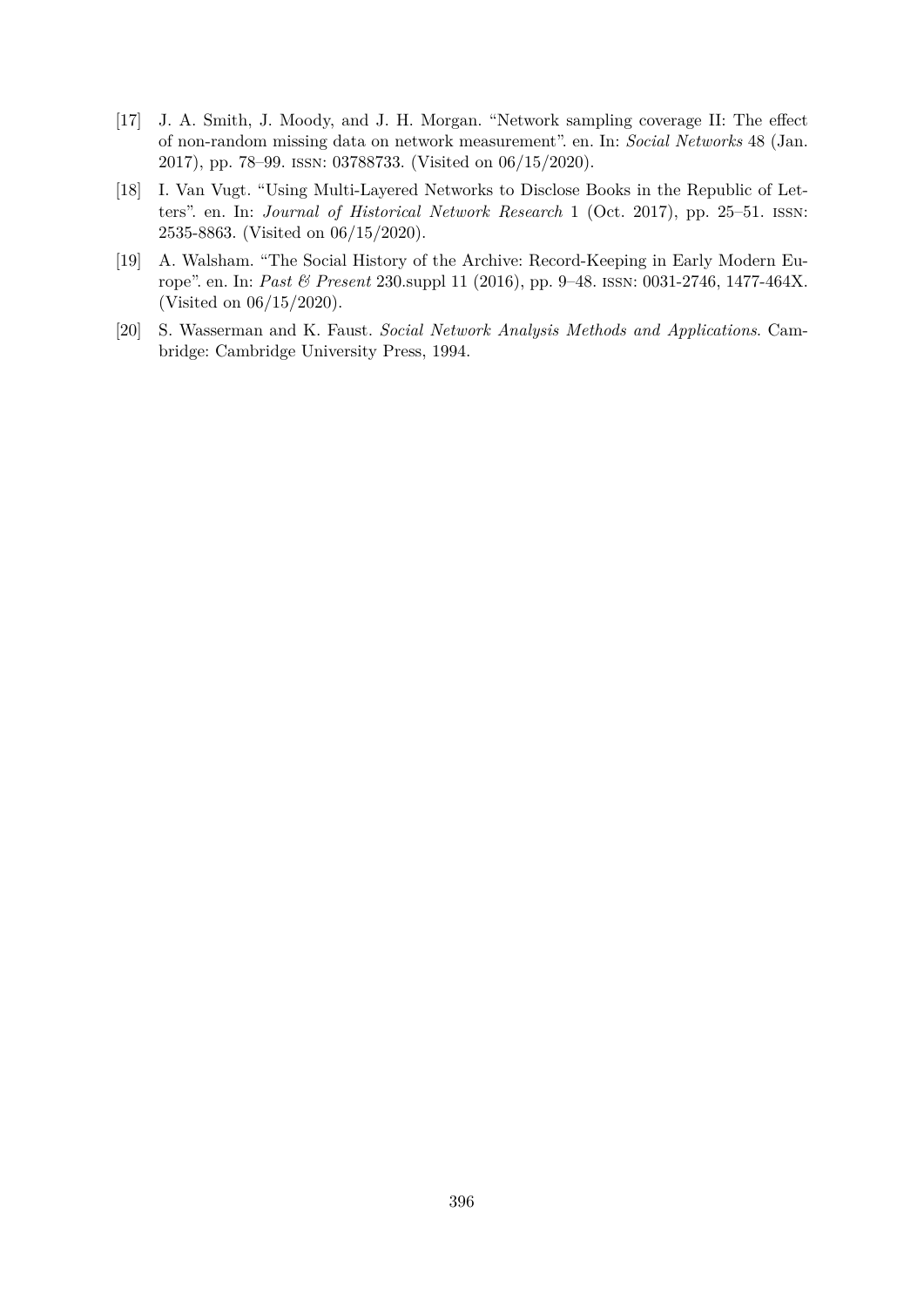[17] J. A. Smith, J. Moody, and J. H. Morgan. "Network sampling coverage II: The effect of non-random missing data on network measurement". en. In: *Social Networks* 48 (Jan. 2017), pp. 78–99. ISSN: 03788733. (Visited on 06/15/2020).

[18] I. Van Vugt. "Using Multi-Layered Networks to Disclose Books in the Republic of Letters". en. In: *Journal of Historical Network Research* 1 (Oct. 2017), pp. 25–51. ISSN: 2535-8863. (Visited on 06/15/2020).

[19] A. Walsham. "The Social History of the Archive: Record-Keeping in Early Modern Europe". en. In: *Past & Present* 230.suppl 11 (2016), pp. 9–48. ISSN: 0031-2746, 1477-464X. (Visited on 06/15/2020).

[20] S. Wasserman and K. Faust. *Social Network Analysis Methods and Applications*. Cambridge: Cambridge University Press, 1994.